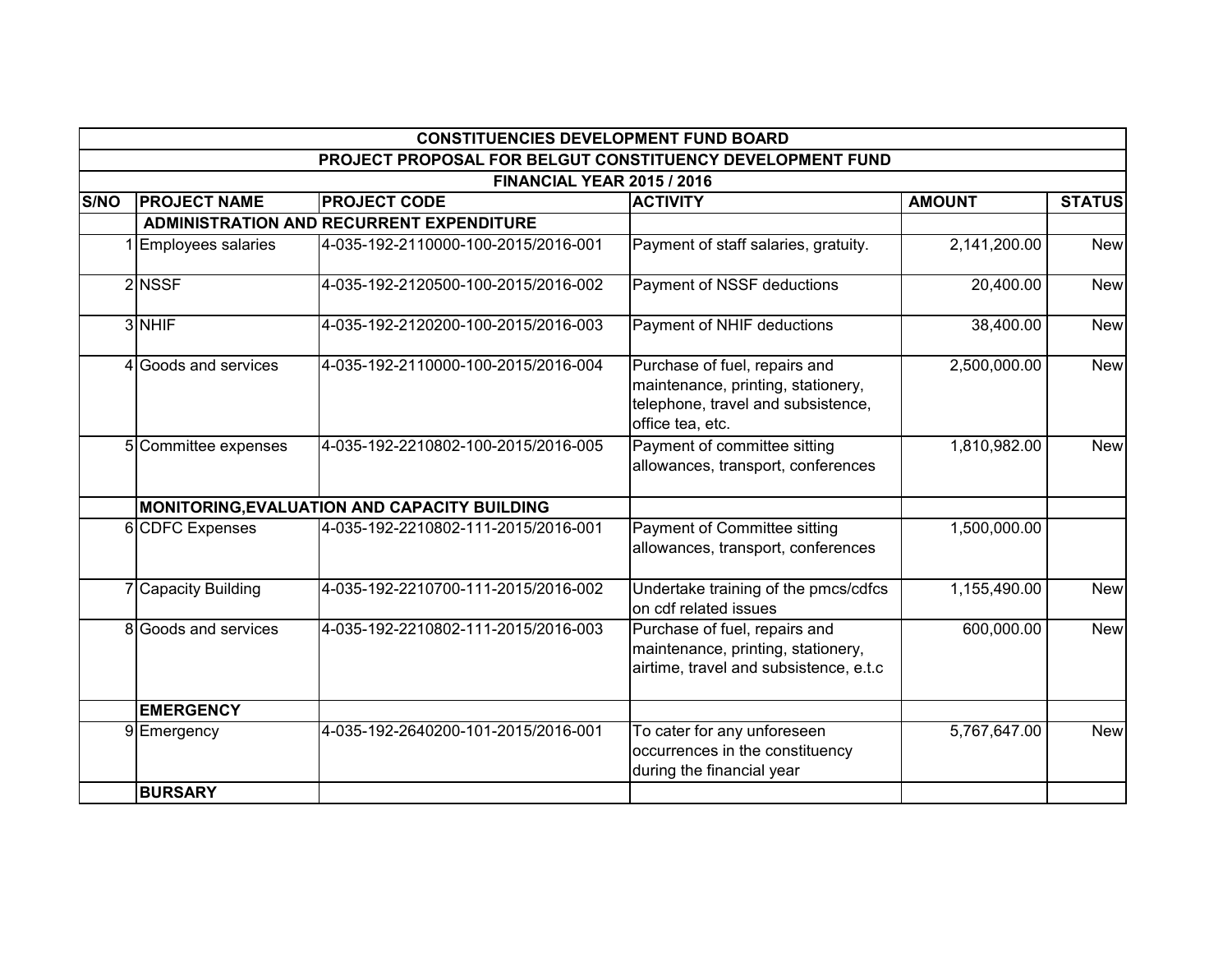| CONSTITUENCIES DEVELOPMENT FUND BOARD | | | | | |
|---|---|---|---|---|---|
| PROJECT PROPOSAL FOR BELGUT CONSTITUENCY DEVELOPMENT FUND | | | | | |
| FINANCIAL YEAR 2015 / 2016 | | | | | |
| **S/NO** | **PROJECT NAME** | **PROJECT CODE** | **ACTIVITY** | **AMOUNT** | **STATUS** |
| | **ADMINISTRATION AND RECURRENT EXPENDITURE** | | | | |
| 1 | Employees salaries | 4-035-192-2110000-100-2015/2016-001 | Payment of staff salaries, gratuity. | 2,141,200.00 | New |
| 2 | NSSF | 4-035-192-2120500-100-2015/2016-002 | Payment of NSSF deductions | 20,400.00 | New |
| 3 | NHIF | 4-035-192-2120200-100-2015/2016-003 | Payment of NHIF deductions | 38,400.00 | New |
| 4 | Goods and services | 4-035-192-2110000-100-2015/2016-004 | Purchase of fuel, repairs and maintenance, printing, stationery, telephone, travel and subsistence, office tea, etc. | 2,500,000.00 | New |
| 5 | Committee expenses | 4-035-192-2210802-100-2015/2016-005 | Payment of committee sitting allowances, transport, conferences | 1,810,982.00 | New |
| | **MONITORING,EVALUATION AND CAPACITY BUILDING** | | | | |
| 6 | CDFC Expenses | 4-035-192-2210802-111-2015/2016-001 | Payment of Committee sitting allowances, transport, conferences | 1,500,000.00 | |
| 7 | Capacity Building | 4-035-192-2210700-111-2015/2016-002 | Undertake training of the pmcs/cdfcs on cdf related issues | 1,155,490.00 | New |
| 8 | Goods and services | 4-035-192-2210802-111-2015/2016-003 | Purchase of fuel, repairs and maintenance, printing, stationery, airtime, travel and subsistence, e.t.c | 600,000.00 | New |
| | **EMERGENCY** | | | | |
| 9 | Emergency | 4-035-192-2640200-101-2015/2016-001 | To cater for any unforeseen occurrences in the constituency during the financial year | 5,767,647.00 | New |
| | **BURSARY** | | | | |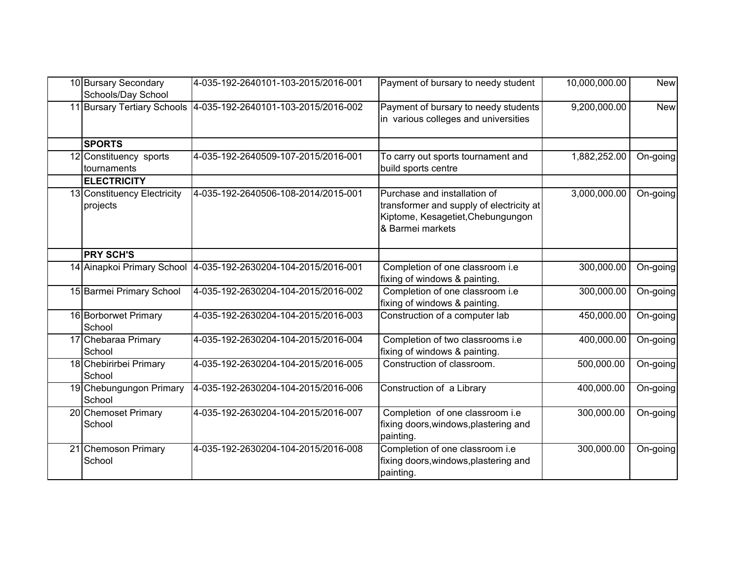| | | | | | |
|---|---|---|---|---|---|
| 10 | Bursary Secondary Schools/Day School | 4-035-192-2640101-103-2015/2016-001 | Payment of bursary to needy student | 10,000,000.00 | New |
| 11 | Bursary Tertiary Schools | 4-035-192-2640101-103-2015/2016-002 | Payment of bursary to needy students in various colleges and universities | 9,200,000.00 | New |
| | **SPORTS** | | | | |
| 12 | Constituency sports tournaments | 4-035-192-2640509-107-2015/2016-001 | To carry out sports tournament and build sports centre | 1,882,252.00 | On-going |
| | **ELECTRICITY** | | | | |
| 13 | Constituency Electricity projects | 4-035-192-2640506-108-2014/2015-001 | Purchase and installation of transformer and supply of electricity at Kiptome, Kesagetiet,Chebungungon & Barmei markets | 3,000,000.00 | On-going |
| | **PRY SCH'S** | | | | |
| 14 | Ainapkoi Primary School | 4-035-192-2630204-104-2015/2016-001 | Completion of one classroom i.e fixing of windows & painting. | 300,000.00 | On-going |
| 15 | Barmei Primary School | 4-035-192-2630204-104-2015/2016-002 | Completion of one classroom i.e fixing of windows & painting. | 300,000.00 | On-going |
| 16 | Borborwet Primary School | 4-035-192-2630204-104-2015/2016-003 | Construction of a computer lab | 450,000.00 | On-going |
| 17 | Chebaraa Primary School | 4-035-192-2630204-104-2015/2016-004 | Completion of two classrooms i.e fixing of windows & painting. | 400,000.00 | On-going |
| 18 | Chebirirbei Primary School | 4-035-192-2630204-104-2015/2016-005 | Construction of classroom. | 500,000.00 | On-going |
| 19 | Chebungungon Primary School | 4-035-192-2630204-104-2015/2016-006 | Construction of a Library | 400,000.00 | On-going |
| 20 | Chemoset Primary School | 4-035-192-2630204-104-2015/2016-007 | Completion of one classroom i.e fixing doors,windows,plastering and painting. | 300,000.00 | On-going |
| 21 | Chemoson Primary School | 4-035-192-2630204-104-2015/2016-008 | Completion of one classroom i.e fixing doors,windows,plastering and painting. | 300,000.00 | On-going |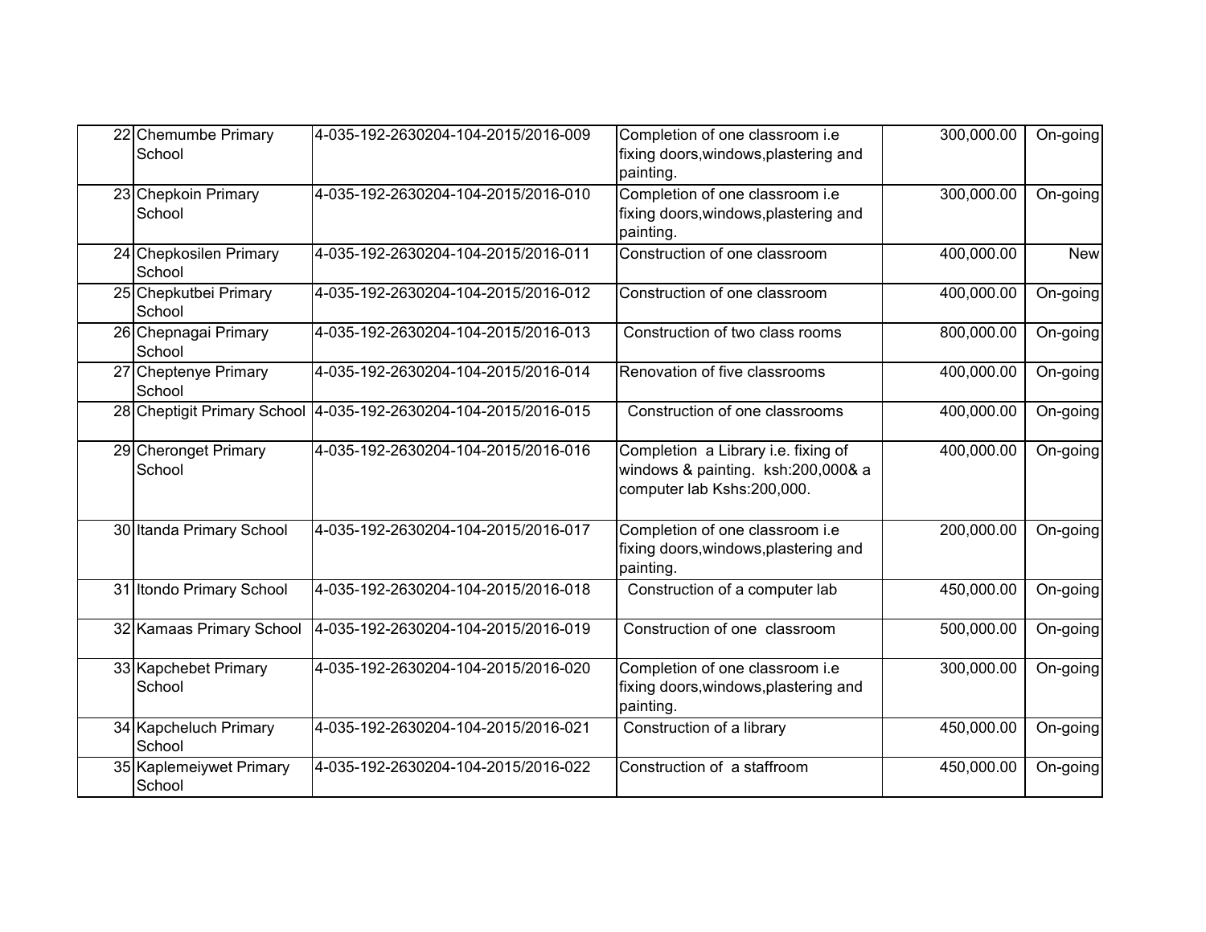| | | | | | |
|---|---|---|---|---|---|
| 22 | Chemumbe Primary School | 4-035-192-2630204-104-2015/2016-009 | Completion of one classroom i.e fixing doors,windows,plastering and painting. | 300,000.00 | On-going |
| 23 | Chepkoin Primary School | 4-035-192-2630204-104-2015/2016-010 | Completion of one classroom i.e fixing doors,windows,plastering and painting. | 300,000.00 | On-going |
| 24 | Chepkosilen Primary School | 4-035-192-2630204-104-2015/2016-011 | Construction of one classroom | 400,000.00 | New |
| 25 | Chepkutbei Primary School | 4-035-192-2630204-104-2015/2016-012 | Construction of one classroom | 400,000.00 | On-going |
| 26 | Chepnagai Primary School | 4-035-192-2630204-104-2015/2016-013 | Construction of two class rooms | 800,000.00 | On-going |
| 27 | Cheptenye Primary School | 4-035-192-2630204-104-2015/2016-014 | Renovation of five classrooms | 400,000.00 | On-going |
| 28 | Cheptigit Primary School | 4-035-192-2630204-104-2015/2016-015 | Construction of one classrooms | 400,000.00 | On-going |
| 29 | Cheronget Primary School | 4-035-192-2630204-104-2015/2016-016 | Completion a Library i.e. fixing of windows & painting. ksh:200,000& a computer lab Kshs:200,000. | 400,000.00 | On-going |
| 30 | Itanda Primary School | 4-035-192-2630204-104-2015/2016-017 | Completion of one classroom i.e fixing doors,windows,plastering and painting. | 200,000.00 | On-going |
| 31 | Itondo Primary School | 4-035-192-2630204-104-2015/2016-018 | Construction of a computer lab | 450,000.00 | On-going |
| 32 | Kamaas Primary School | 4-035-192-2630204-104-2015/2016-019 | Construction of one classroom | 500,000.00 | On-going |
| 33 | Kapchebet Primary School | 4-035-192-2630204-104-2015/2016-020 | Completion of one classroom i.e fixing doors,windows,plastering and painting. | 300,000.00 | On-going |
| 34 | Kapcheluch Primary School | 4-035-192-2630204-104-2015/2016-021 | Construction of a library | 450,000.00 | On-going |
| 35 | Kaplemeiywet Primary School | 4-035-192-2630204-104-2015/2016-022 | Construction of a staffroom | 450,000.00 | On-going |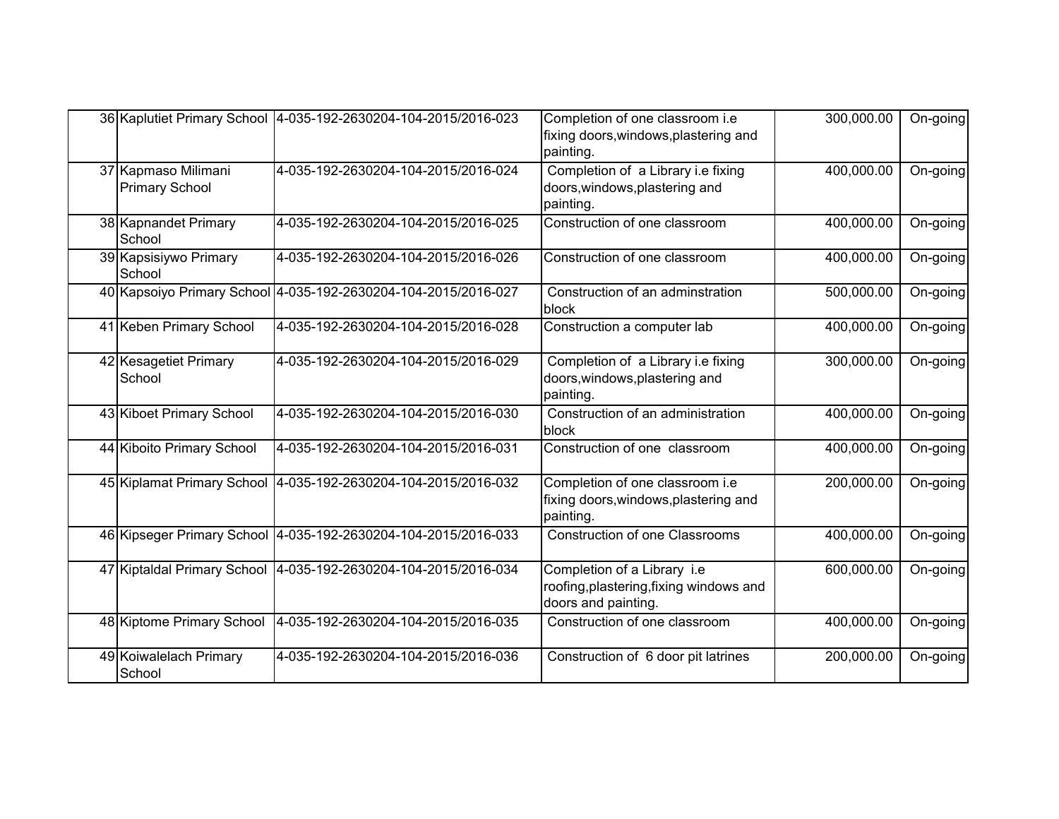| | | | | | |
|---|---|---|---|---|---|
| 36 | Kaplutiet Primary School | 4-035-192-2630204-104-2015/2016-023 | Completion of one classroom i.e fixing doors,windows,plastering and painting. | 300,000.00 | On-going |
| 37 | Kapmaso Milimani Primary School | 4-035-192-2630204-104-2015/2016-024 | Completion of a Library i.e fixing doors,windows,plastering and painting. | 400,000.00 | On-going |
| 38 | Kapnandet Primary School | 4-035-192-2630204-104-2015/2016-025 | Construction of one classroom | 400,000.00 | On-going |
| 39 | Kapsisiywo Primary School | 4-035-192-2630204-104-2015/2016-026 | Construction of one classroom | 400,000.00 | On-going |
| 40 | Kapsoiyo Primary School | 4-035-192-2630204-104-2015/2016-027 | Construction of an adminstration block | 500,000.00 | On-going |
| 41 | Keben Primary School | 4-035-192-2630204-104-2015/2016-028 | Construction a computer lab | 400,000.00 | On-going |
| 42 | Kesagetiet Primary School | 4-035-192-2630204-104-2015/2016-029 | Completion of a Library i.e fixing doors,windows,plastering and painting. | 300,000.00 | On-going |
| 43 | Kiboet Primary School | 4-035-192-2630204-104-2015/2016-030 | Construction of an administration block | 400,000.00 | On-going |
| 44 | Kiboito Primary School | 4-035-192-2630204-104-2015/2016-031 | Construction of one classroom | 400,000.00 | On-going |
| 45 | Kiplamat Primary School | 4-035-192-2630204-104-2015/2016-032 | Completion of one classroom i.e fixing doors,windows,plastering and painting. | 200,000.00 | On-going |
| 46 | Kipseger Primary School | 4-035-192-2630204-104-2015/2016-033 | Construction of one Classrooms | 400,000.00 | On-going |
| 47 | Kiptaldal Primary School | 4-035-192-2630204-104-2015/2016-034 | Completion of a Library i.e roofing,plastering,fixing windows and doors and painting. | 600,000.00 | On-going |
| 48 | Kiptome Primary School | 4-035-192-2630204-104-2015/2016-035 | Construction of one classroom | 400,000.00 | On-going |
| 49 | Koiwalelach Primary School | 4-035-192-2630204-104-2015/2016-036 | Construction of 6 door pit latrines | 200,000.00 | On-going |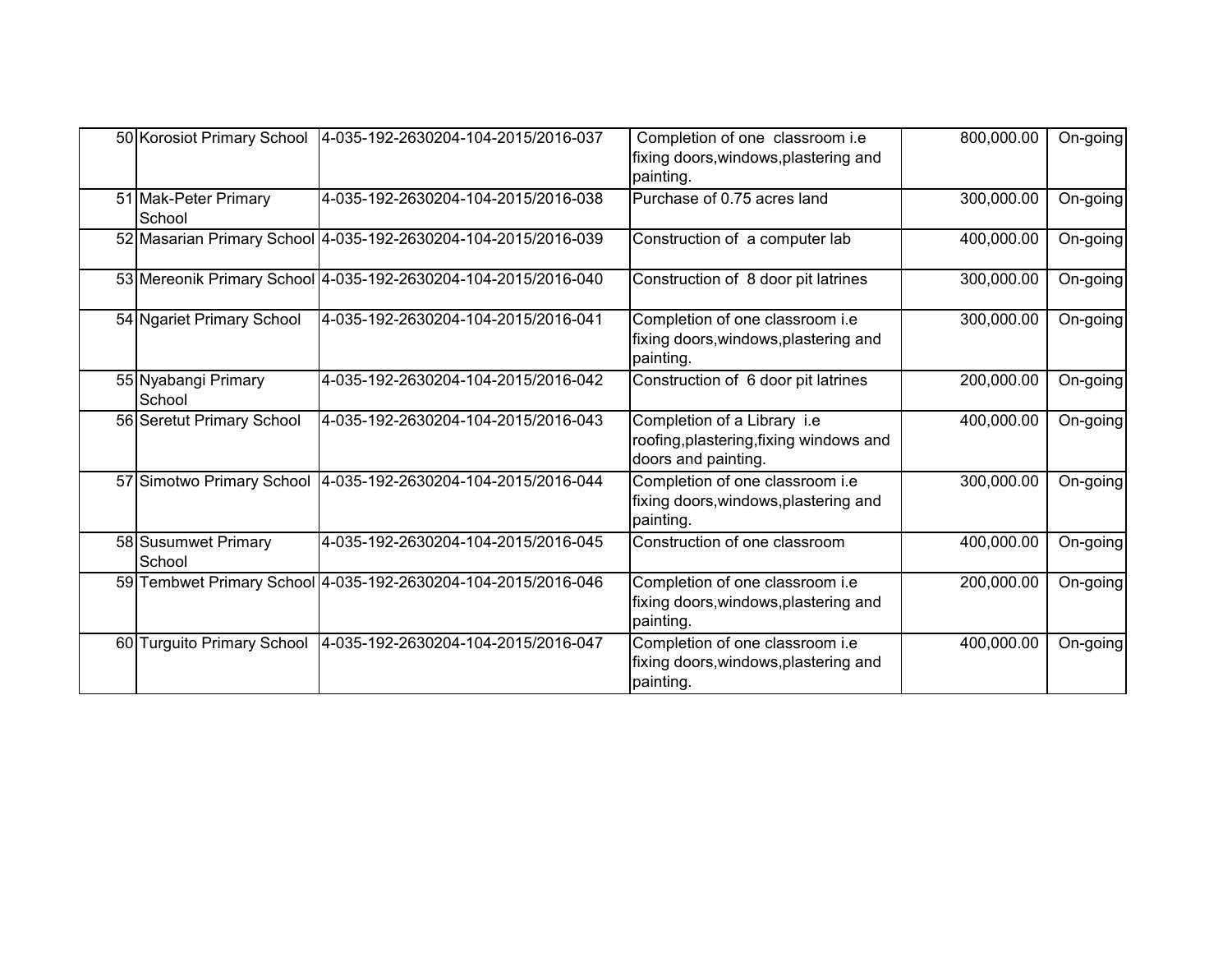| | | | | | |
|---|---|---|---|---|---|
| 50 | Korosiot Primary School | 4-035-192-2630204-104-2015/2016-037 | Completion of one classroom i.e fixing doors,windows,plastering and painting. | 800,000.00 | On-going |
| 51 | Mak-Peter Primary School | 4-035-192-2630204-104-2015/2016-038 | Purchase of 0.75 acres land | 300,000.00 | On-going |
| 52 | Masarian Primary School | 4-035-192-2630204-104-2015/2016-039 | Construction of a computer lab | 400,000.00 | On-going |
| 53 | Mereonik Primary School | 4-035-192-2630204-104-2015/2016-040 | Construction of 8 door pit latrines | 300,000.00 | On-going |
| 54 | Ngariet Primary School | 4-035-192-2630204-104-2015/2016-041 | Completion of one classroom i.e fixing doors,windows,plastering and painting. | 300,000.00 | On-going |
| 55 | Nyabangi Primary School | 4-035-192-2630204-104-2015/2016-042 | Construction of 6 door pit latrines | 200,000.00 | On-going |
| 56 | Seretut Primary School | 4-035-192-2630204-104-2015/2016-043 | Completion of a Library i.e roofing,plastering,fixing windows and doors and painting. | 400,000.00 | On-going |
| 57 | Simotwo Primary School | 4-035-192-2630204-104-2015/2016-044 | Completion of one classroom i.e fixing doors,windows,plastering and painting. | 300,000.00 | On-going |
| 58 | Susumwet Primary School | 4-035-192-2630204-104-2015/2016-045 | Construction of one classroom | 400,000.00 | On-going |
| 59 | Tembwet Primary School | 4-035-192-2630204-104-2015/2016-046 | Completion of one classroom i.e fixing doors,windows,plastering and painting. | 200,000.00 | On-going |
| 60 | Turguito Primary School | 4-035-192-2630204-104-2015/2016-047 | Completion of one classroom i.e fixing doors,windows,plastering and painting. | 400,000.00 | On-going |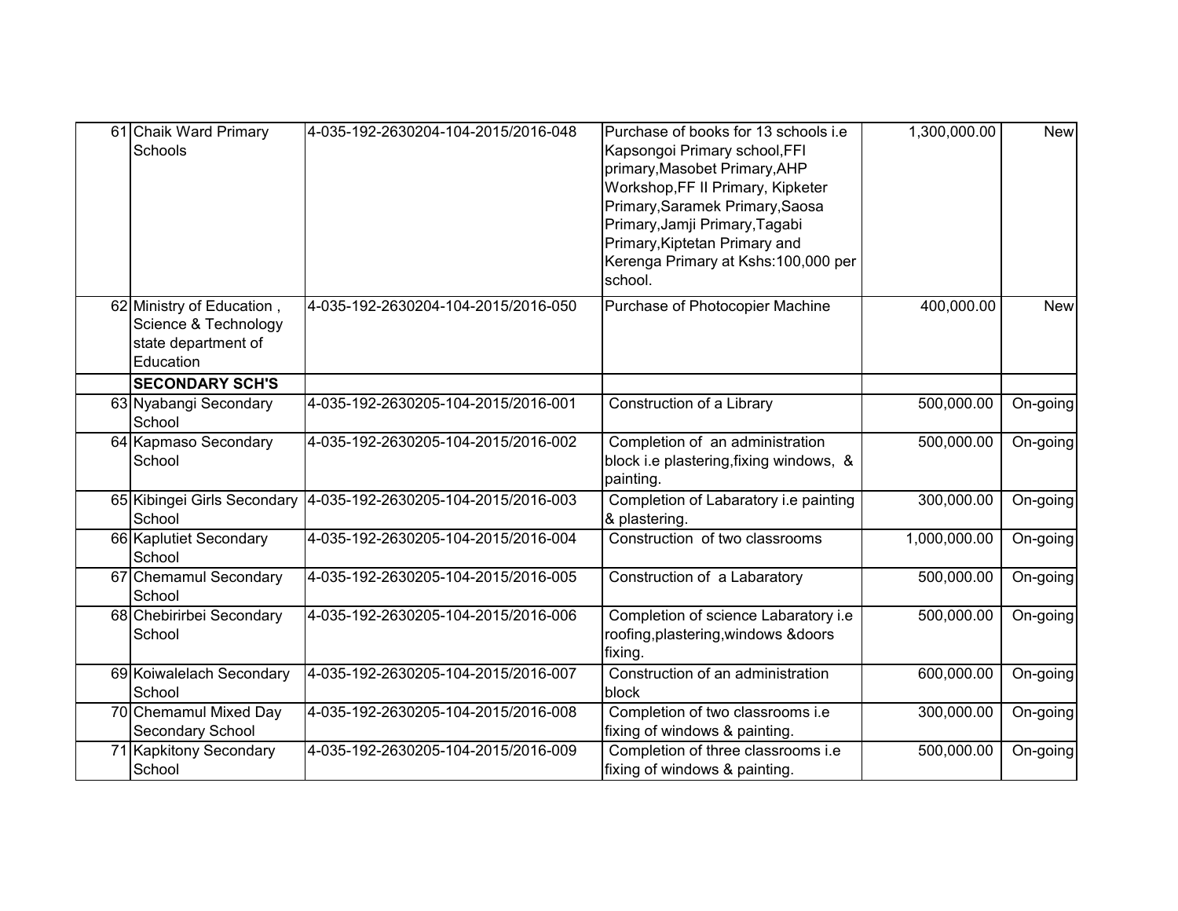| | | | | | |
|---|---|---|---|---|---|
| 61 | Chaik Ward Primary Schools | 4-035-192-2630204-104-2015/2016-048 | Purchase of books for 13 schools i.e Kapsongoi Primary school,FFI primary,Masobet Primary,AHP Workshop,FF II Primary, Kipketer Primary,Saramek Primary,Saosa Primary,Jamji Primary,Tagabi Primary,Kiptetan Primary and Kerenga Primary at Kshs:100,000 per school. | 1,300,000.00 | New |
| 62 | Ministry of Education , Science & Technology state department of Education | 4-035-192-2630204-104-2015/2016-050 | Purchase of Photocopier Machine | 400,000.00 | New |
| | **SECONDARY SCH'S** | | | | |
| 63 | Nyabangi Secondary School | 4-035-192-2630205-104-2015/2016-001 | Construction of a Library | 500,000.00 | On-going |
| 64 | Kapmaso Secondary School | 4-035-192-2630205-104-2015/2016-002 | Completion of an administration block i.e plastering,fixing windows, & painting. | 500,000.00 | On-going |
| 65 | Kibingei Girls Secondary School | 4-035-192-2630205-104-2015/2016-003 | Completion of Labaratory i.e painting & plastering. | 300,000.00 | On-going |
| 66 | Kaplutiet Secondary School | 4-035-192-2630205-104-2015/2016-004 | Construction of two classrooms | 1,000,000.00 | On-going |
| 67 | Chemamul Secondary School | 4-035-192-2630205-104-2015/2016-005 | Construction of a Labaratory | 500,000.00 | On-going |
| 68 | Chebirirbei Secondary School | 4-035-192-2630205-104-2015/2016-006 | Completion of science Labaratory i.e roofing,plastering,windows &doors fixing. | 500,000.00 | On-going |
| 69 | Koiwalelach Secondary School | 4-035-192-2630205-104-2015/2016-007 | Construction of an administration block | 600,000.00 | On-going |
| 70 | Chemamul Mixed Day Secondary School | 4-035-192-2630205-104-2015/2016-008 | Completion of two classrooms i.e fixing of windows & painting. | 300,000.00 | On-going |
| 71 | Kapkitony Secondary School | 4-035-192-2630205-104-2015/2016-009 | Completion of three classrooms i.e fixing of windows & painting. | 500,000.00 | On-going |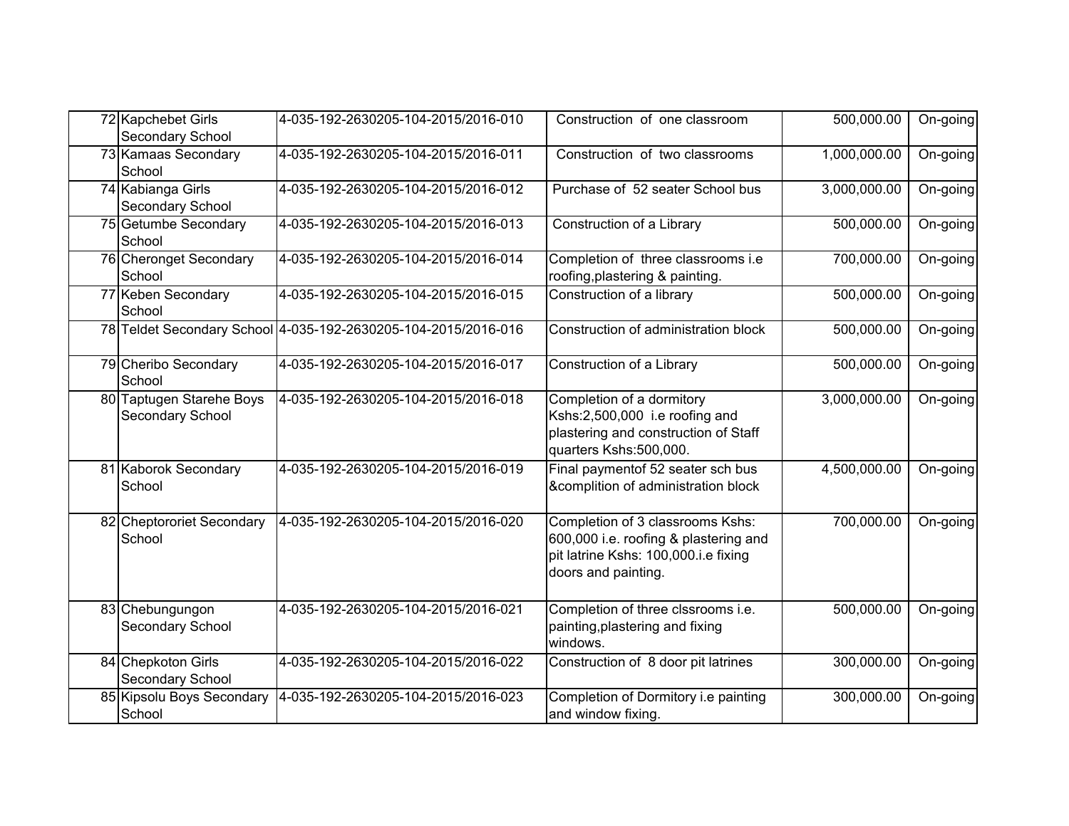| 72 | Kapchebet Girls Secondary School | 4-035-192-2630205-104-2015/2016-010 | Construction of one classroom | 500,000.00 | On-going |
|---|---|---|---|---|---|
| 73 | Kamaas Secondary School | 4-035-192-2630205-104-2015/2016-011 | Construction of two classrooms | 1,000,000.00 | On-going |
| 74 | Kabianga Girls Secondary School | 4-035-192-2630205-104-2015/2016-012 | Purchase of 52 seater School bus | 3,000,000.00 | On-going |
| 75 | Getumbe Secondary School | 4-035-192-2630205-104-2015/2016-013 | Construction of a Library | 500,000.00 | On-going |
| 76 | Cheronget Secondary School | 4-035-192-2630205-104-2015/2016-014 | Completion of three classrooms i.e roofing,plastering & painting. | 700,000.00 | On-going |
| 77 | Keben Secondary School | 4-035-192-2630205-104-2015/2016-015 | Construction of a library | 500,000.00 | On-going |
| 78 | Teldet Secondary School | 4-035-192-2630205-104-2015/2016-016 | Construction of administration block | 500,000.00 | On-going |
| 79 | Cheribo Secondary School | 4-035-192-2630205-104-2015/2016-017 | Construction of a Library | 500,000.00 | On-going |
| 80 | Taptugen Starehe Boys Secondary School | 4-035-192-2630205-104-2015/2016-018 | Completion of a dormitory Kshs:2,500,000 i.e roofing and plastering and construction of Staff quarters Kshs:500,000. | 3,000,000.00 | On-going |
| 81 | Kaborok Secondary School | 4-035-192-2630205-104-2015/2016-019 | Final paymentof 52 seater sch bus &complition of administration block | 4,500,000.00 | On-going |
| 82 | Cheptororiet Secondary School | 4-035-192-2630205-104-2015/2016-020 | Completion of 3 classrooms Kshs: 600,000 i.e. roofing & plastering and pit latrine Kshs: 100,000.i.e fixing doors and painting. | 700,000.00 | On-going |
| 83 | Chebungungon Secondary School | 4-035-192-2630205-104-2015/2016-021 | Completion of three clssrooms i.e. painting,plastering and fixing windows. | 500,000.00 | On-going |
| 84 | Chepkoton Girls Secondary School | 4-035-192-2630205-104-2015/2016-022 | Construction of 8 door pit latrines | 300,000.00 | On-going |
| 85 | Kipsolu Boys Secondary School | 4-035-192-2630205-104-2015/2016-023 | Completion of Dormitory i.e painting and window fixing. | 300,000.00 | On-going |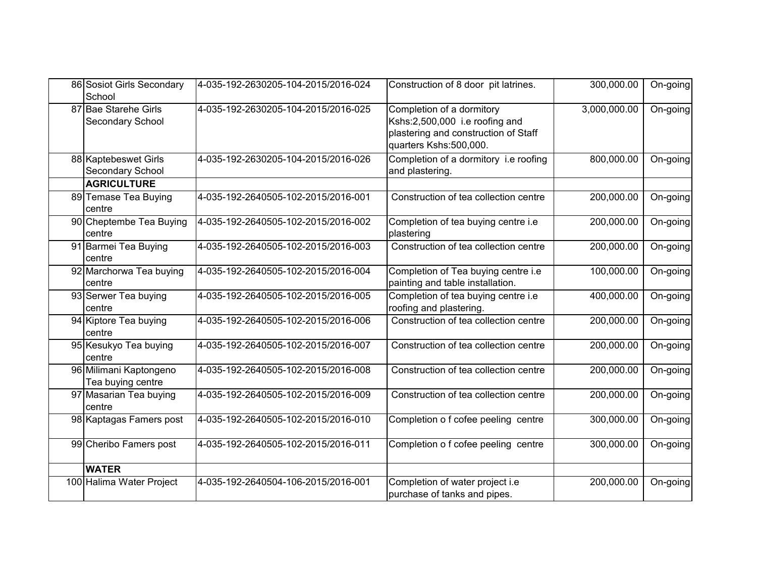| | | | | | |
|---|---|---|---|---|---|
| 86 | Sosiot Girls Secondary School | 4-035-192-2630205-104-2015/2016-024 | Construction of 8 door pit latrines. | 300,000.00 | On-going |
| 87 | Bae Starehe Girls Secondary School | 4-035-192-2630205-104-2015/2016-025 | Completion of a dormitory Kshs:2,500,000 i.e roofing and plastering and construction of Staff quarters Kshs:500,000. | 3,000,000.00 | On-going |
| 88 | Kaptebeswet Girls Secondary School | 4-035-192-2630205-104-2015/2016-026 | Completion of a dormitory i.e roofing and plastering. | 800,000.00 | On-going |
| | **AGRICULTURE** | | | | |
| 89 | Temase Tea Buying centre | 4-035-192-2640505-102-2015/2016-001 | Construction of tea collection centre | 200,000.00 | On-going |
| 90 | Cheptembe Tea Buying centre | 4-035-192-2640505-102-2015/2016-002 | Completion of tea buying centre i.e plastering | 200,000.00 | On-going |
| 91 | Barmei Tea Buying centre | 4-035-192-2640505-102-2015/2016-003 | Construction of tea collection centre | 200,000.00 | On-going |
| 92 | Marchorwa Tea buying centre | 4-035-192-2640505-102-2015/2016-004 | Completion of Tea buying centre i.e painting and table installation. | 100,000.00 | On-going |
| 93 | Serwer Tea buying centre | 4-035-192-2640505-102-2015/2016-005 | Completion of tea buying centre i.e roofing and plastering. | 400,000.00 | On-going |
| 94 | Kiptore Tea buying centre | 4-035-192-2640505-102-2015/2016-006 | Construction of tea collection centre | 200,000.00 | On-going |
| 95 | Kesukyo Tea buying centre | 4-035-192-2640505-102-2015/2016-007 | Construction of tea collection centre | 200,000.00 | On-going |
| 96 | Milimani Kaptongeno Tea buying centre | 4-035-192-2640505-102-2015/2016-008 | Construction of tea collection centre | 200,000.00 | On-going |
| 97 | Masarian Tea buying centre | 4-035-192-2640505-102-2015/2016-009 | Construction of tea collection centre | 200,000.00 | On-going |
| 98 | Kaptagas Famers post | 4-035-192-2640505-102-2015/2016-010 | Completion o f cofee peeling centre | 300,000.00 | On-going |
| 99 | Cheribo Famers post | 4-035-192-2640505-102-2015/2016-011 | Completion o f cofee peeling centre | 300,000.00 | On-going |
| | **WATER** | | | | |
| 100 | Halima Water Project | 4-035-192-2640504-106-2015/2016-001 | Completion of water project i.e purchase of tanks and pipes. | 200,000.00 | On-going |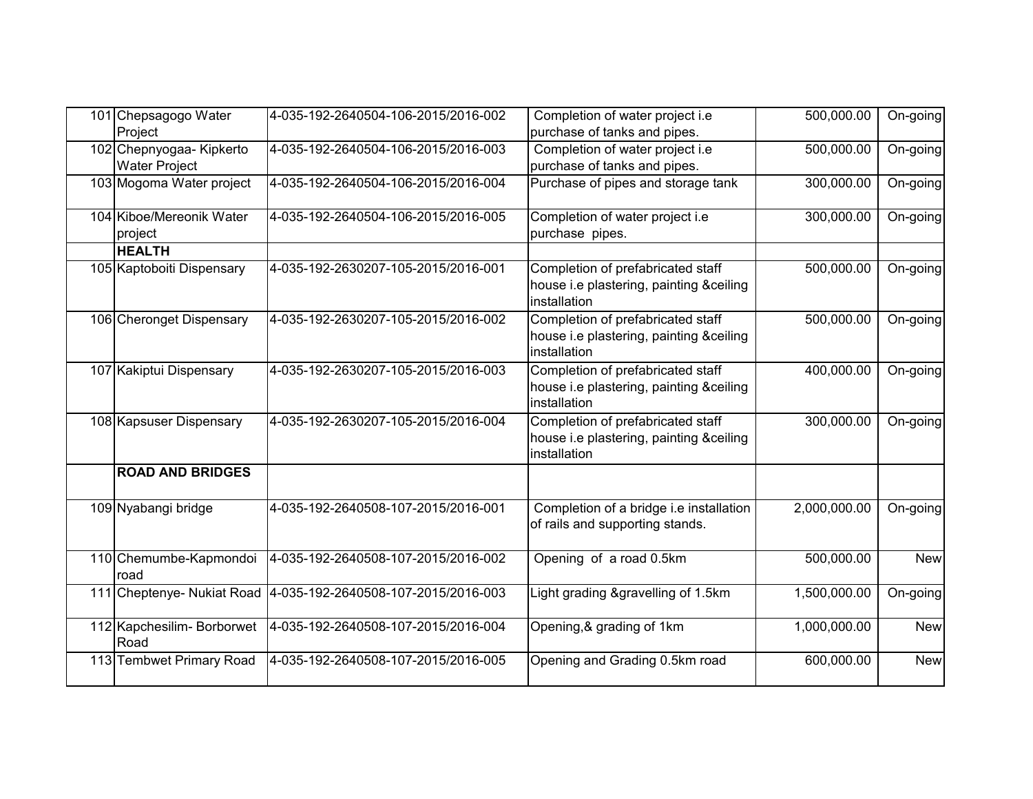| | | | | | |
|---|---|---|---|---|---|
| 101 | Chepsagogo Water Project | 4-035-192-2640504-106-2015/2016-002 | Completion of water project i.e purchase of tanks and pipes. | 500,000.00 | On-going |
| 102 | Chepnyogaa- Kipkerto Water Project | 4-035-192-2640504-106-2015/2016-003 | Completion of water project i.e purchase of tanks and pipes. | 500,000.00 | On-going |
| 103 | Mogoma Water project | 4-035-192-2640504-106-2015/2016-004 | Purchase of pipes and storage tank | 300,000.00 | On-going |
| 104 | Kiboe/Mereonik Water project | 4-035-192-2640504-106-2015/2016-005 | Completion of water project i.e purchase pipes. | 300,000.00 | On-going |
| | **HEALTH** | | | | |
| 105 | Kaptoboiti Dispensary | 4-035-192-2630207-105-2015/2016-001 | Completion of prefabricated staff house i.e plastering, painting &ceiling installation | 500,000.00 | On-going |
| 106 | Cheronget Dispensary | 4-035-192-2630207-105-2015/2016-002 | Completion of prefabricated staff house i.e plastering, painting &ceiling installation | 500,000.00 | On-going |
| 107 | Kakiptui Dispensary | 4-035-192-2630207-105-2015/2016-003 | Completion of prefabricated staff house i.e plastering, painting &ceiling installation | 400,000.00 | On-going |
| 108 | Kapsuser Dispensary | 4-035-192-2630207-105-2015/2016-004 | Completion of prefabricated staff house i.e plastering, painting &ceiling installation | 300,000.00 | On-going |
| | **ROAD AND BRIDGES** | | | | |
| 109 | Nyabangi bridge | 4-035-192-2640508-107-2015/2016-001 | Completion of a bridge i.e installation of rails and supporting stands. | 2,000,000.00 | On-going |
| 110 | Chemumbe-Kapmondoi road | 4-035-192-2640508-107-2015/2016-002 | Opening of a road 0.5km | 500,000.00 | New |
| 111 | Cheptenye- Nukiat Road | 4-035-192-2640508-107-2015/2016-003 | Light grading &gravelling of 1.5km | 1,500,000.00 | On-going |
| 112 | Kapchesilim- Borborwet Road | 4-035-192-2640508-107-2015/2016-004 | Opening,& grading of 1km | 1,000,000.00 | New |
| 113 | Tembwet Primary Road | 4-035-192-2640508-107-2015/2016-005 | Opening and Grading 0.5km road | 600,000.00 | New |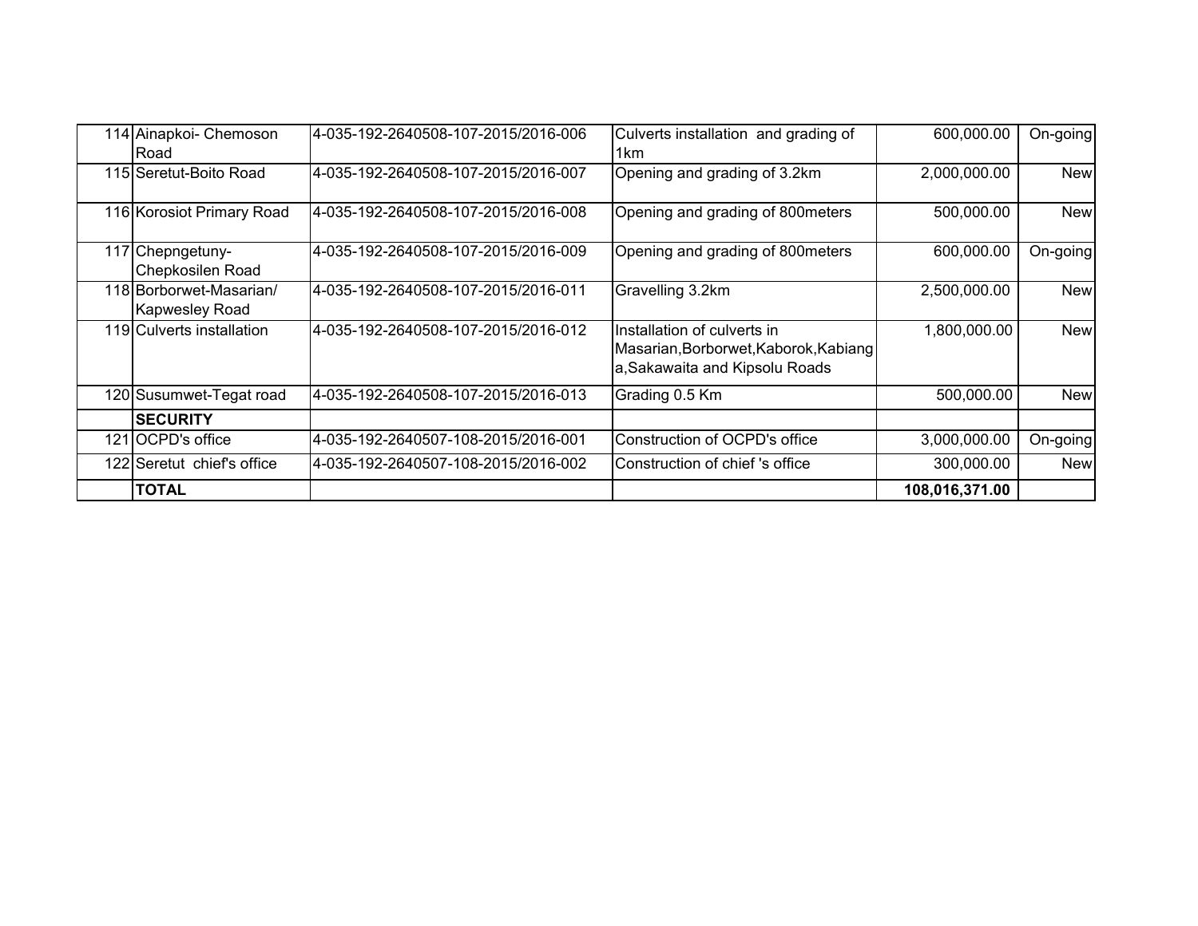| | | | | | |
|---|---|---|---|---|---|
| 114 | Ainapkoi- Chemoson Road | 4-035-192-2640508-107-2015/2016-006 | Culverts installation and grading of 1km | 600,000.00 | On-going |
| 115 | Seretut-Boito Road | 4-035-192-2640508-107-2015/2016-007 | Opening and grading of 3.2km | 2,000,000.00 | New |
| 116 | Korosiot Primary Road | 4-035-192-2640508-107-2015/2016-008 | Opening and grading of 800meters | 500,000.00 | New |
| 117 | Chepngetuny-Chepkosilen Road | 4-035-192-2640508-107-2015/2016-009 | Opening and grading of 800meters | 600,000.00 | On-going |
| 118 | Borborwet-Masarian/ Kapwesley Road | 4-035-192-2640508-107-2015/2016-011 | Gravelling 3.2km | 2,500,000.00 | New |
| 119 | Culverts installation | 4-035-192-2640508-107-2015/2016-012 | Installation of culverts in Masarian,Borborwet,Kaborok,Kabianga,Sakawaita and Kipsolu Roads | 1,800,000.00 | New |
| 120 | Susumwet-Tegat road | 4-035-192-2640508-107-2015/2016-013 | Grading 0.5 Km | 500,000.00 | New |
| | **SECURITY** | | | | |
| 121 | OCPD's office | 4-035-192-2640507-108-2015/2016-001 | Construction of OCPD's office | 3,000,000.00 | On-going |
| 122 | Seretut chief's office | 4-035-192-2640507-108-2015/2016-002 | Construction of chief 's office | 300,000.00 | New |
| | **TOTAL** | | | **108,016,371.00** | |